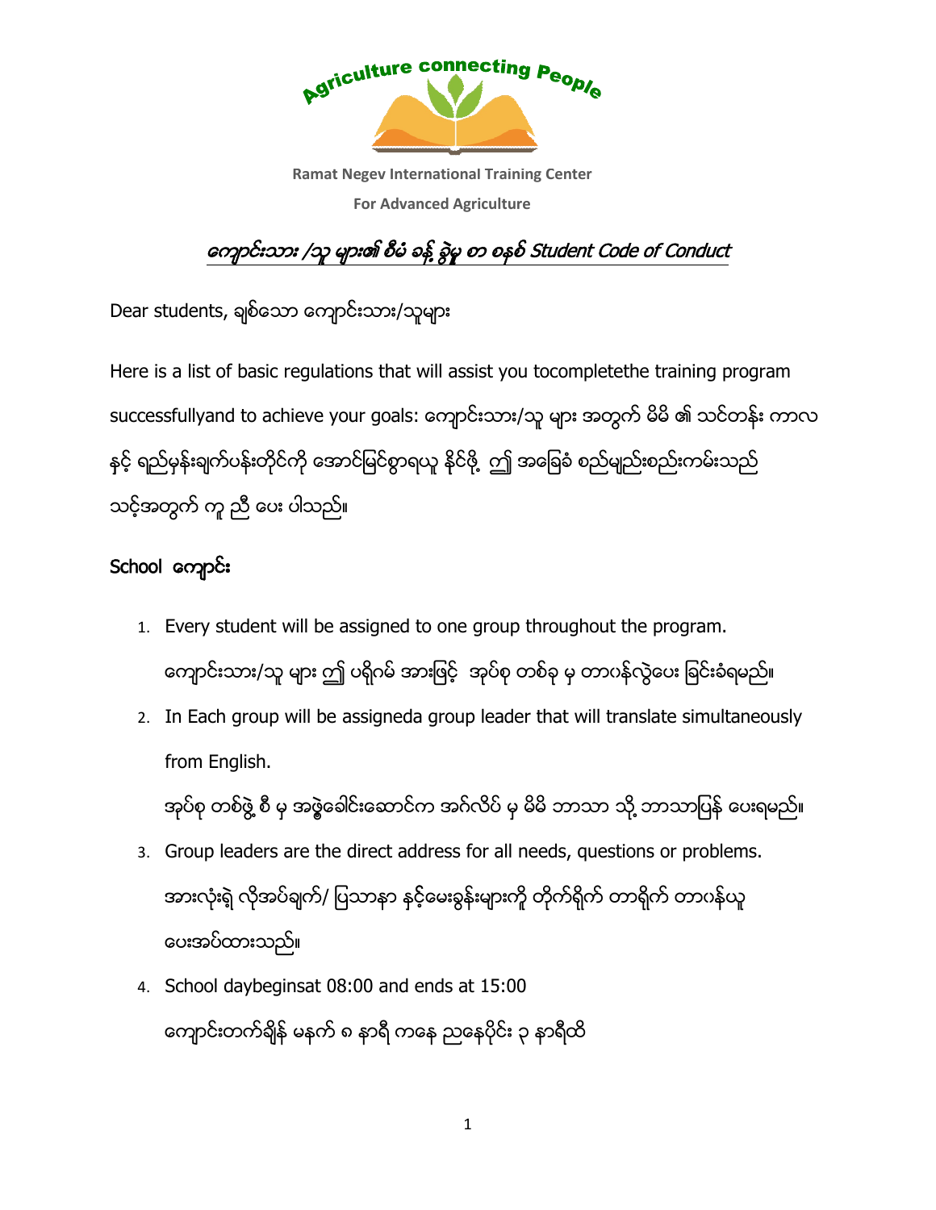Agriculture connecting People

Ramat Negev International Training Center

For Advanced Agriculture

## ကျောင်းသား /သူ များ၏ စီမံ ခန့် ခွဲမှု စာ စနစ် Student Code of Conduct

Dear students, ချစ်သော ကျောင်းသား/သူများ

Here is a list of basic regulations that will assist you tocompletethe training program successfullyand to achieve your goals: ကျောင်းသား/သူ များ အတွက် မိမိ ၏ သင်တန်း ကာလ နှင့် ရည်မှန်းချက်ပန်းတိုင်ကို အောင်မြင်စွာရယူ နိုင်ဖို့ ဤ အခြေခံ စည်မျည်းစည်းကမ်းသည် သင့်အတွက် ကူ ညီ ပေး ပါသည်။

### School ကျောင်း

1. Every student will be assigned to one group throughout the program.
   ကျောင်းသား/သူ များ ဤ ပရိုဂမ် အားဖြင့် အုပ်စု တစ်ခု မှ တာဝန်လွဲပေး ခြင်းခံရမည်။
2. In Each group will be assigneda group leader that will translate simultaneously from English.
   အုပ်စု တစ်ဖွဲ့ စီ မှ အဖွဲ့ခေါင်းဆောင်က အင်္ဂလိပ် မှ မိမိ ဘာသာ သို့ ဘာသာပြန် ပေးရမည်။
3. Group leaders are the direct address for all needs, questions or problems.
   အားလုံးရဲ လိုအပ်ချက်/ ပြဿနာ နှင့်မေးခွန်းများကို တိုက်ရိုက် တာရိုက် တာဝန်ယူ ပေးအပ်ထားသည်။
4. School daybeginsat 08:00 and ends at 15:00
   ကျောင်းတက်ချိန် မနက် ၈ နာရီ ကနေ ညနေပိုင်း ၃ နာရီထိ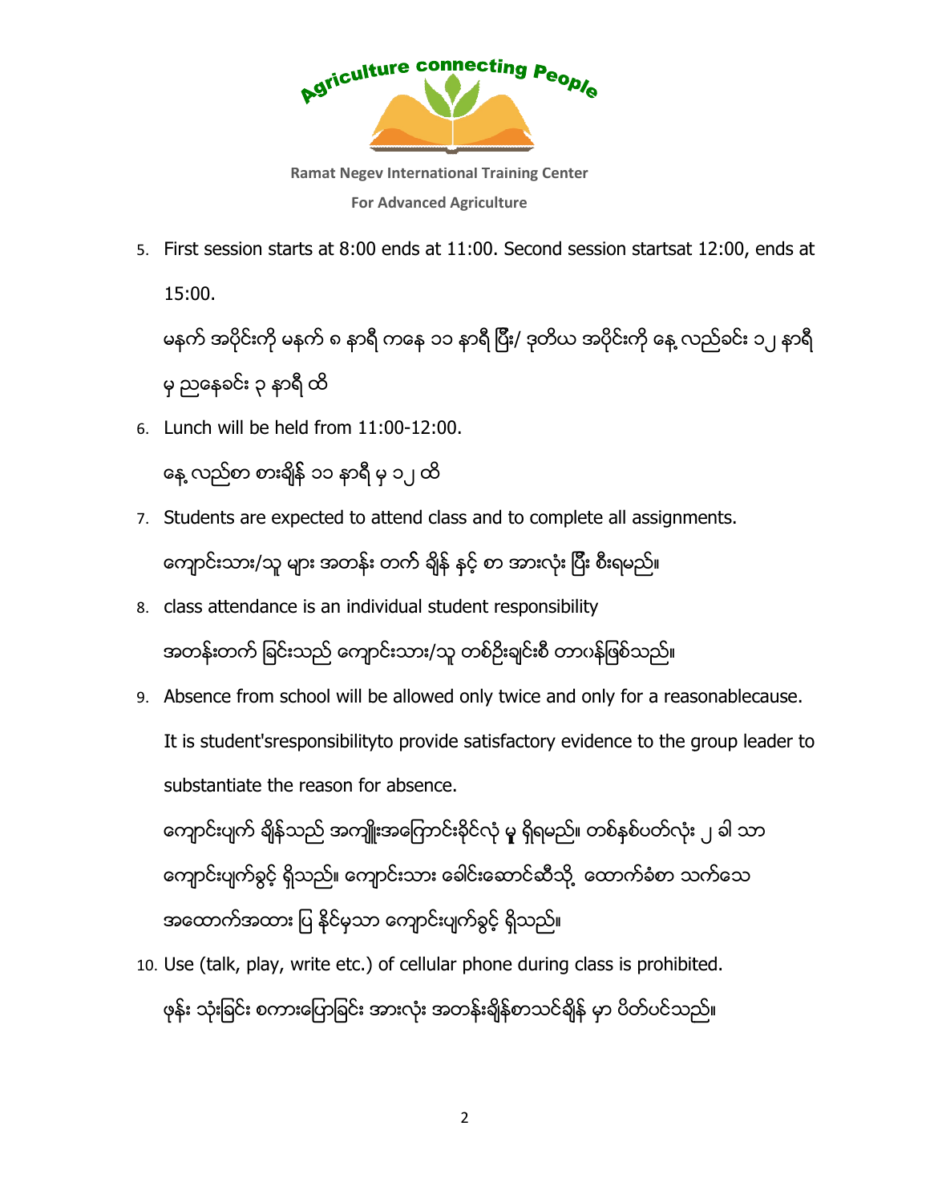Ramat Negev International Training Center

For Advanced Agriculture

5. First session starts at 8:00 ends at 11:00. Second session startsat 12:00, ends at 15:00.

   မနက် အပိုင်းကို မနက် ၈ နာရီ ကနေ ၁၁ နာရီ ပြီး/ ဒုတိယ အပိုင်းကို နေ့ လည်ခင်း ၁၂ နာရီ မှ ညနေခင်း ၃ နာရီ ထိ

6. Lunch will be held from 11:00-12:00.

   နေ့ လည်စာ စားချိန် ၁၁ နာရီ မှ ၁၂ ထိ

7. Students are expected to attend class and to complete all assignments.

   ကျောင်းသား/သူ များ အတန်း တက် ချိန် နှင့် စာ အားလုံး ပြီး စီးရမည်။

8. class attendance is an individual student responsibility

   အတန်းတက် ခြင်းသည် ကျောင်းသား/သူ တစ်ဦးချင်းစီ တာဝန်ဖြစ်သည်။

9. Absence from school will be allowed only twice and only for a reasonablecause. It is student'sresponsibilityto provide satisfactory evidence to the group leader to substantiate the reason for absence.

   ကျောင်းပျက် ချိန်သည် အကျိုးအကြောင်းခိုင်လုံ မှ ရှိရမည်။ တစ်နှစ်ပတ်လုံး ၂ ခါ သာ ကျောင်းပျက်ခွင့် ရှိသည်။ ကျောင်းသား ခေါင်းဆောင်ဆီသို့ ထောက်ခံစာ သက်သေ အထောက်အထား ပြ နိုင်မှသာ ကျောင်းပျက်ခွင့် ရှိသည်။

10. Use (talk, play, write etc.) of cellular phone during class is prohibited.

    ဖုန်း သုံးခြင်း စကားပြောခြင်း အားလုံး အတန်းချိန်စာသင်ချိန် မှာ ပိတ်ပင်သည်။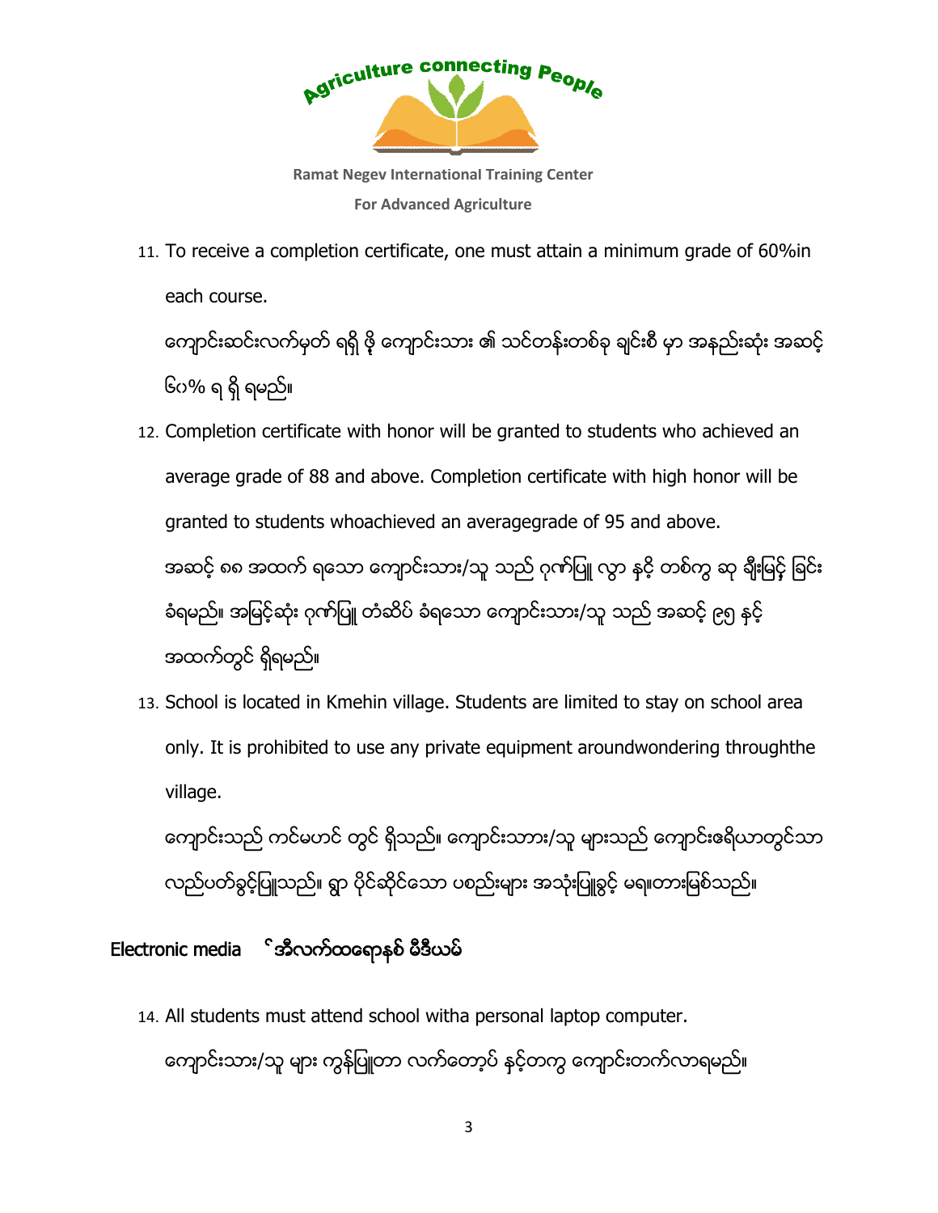11. To receive a completion certificate, one must attain a minimum grade of 60%in each course.

    ကျောင်းဆင်းလက်မှတ် ရရှိ ဖို့ ကျောင်းသား ၏ သင်တန်းတစ်ခု ချင်းစီ မှာ အနည်းဆုံး အဆင့် ၆၀% ရ ရှိ ရမည်။

12. Completion certificate with honor will be granted to students who achieved an average grade of 88 and above. Completion certificate with high honor will be granted to students whoachieved an averagegrade of 95 and above.

    အဆင့် ၈၈ အထက် ရသော ကျောင်းသား/သူ သည် ဂုဏ်ပြု လွှာ နှင့် တစ်ကွ ဆု ချီးမြှင့် ခြင်း ခံရမည်။ အမြင့်ဆုံး ဂုဏ်ပြု တံဆိပ် ခံရသော ကျောင်းသား/သူ သည် အဆင့် ၉၅ နှင့် အထက်တွင် ရှိရမည်။

13. School is located in Kmehin village. Students are limited to stay on school area only. It is prohibited to use any private equipment aroundwondering throughthe village.

    ကျောင်းသည် ကင်မဟင် တွင် ရှိသည်။ ကျောင်းသား/သူ များသည် ကျောင်းဧရိယာတွင်သာ လည်ပတ်ခွင့်ပြုသည်။ ရွာ ပိုင်ဆိုင်သော ပစ္စည်းများ အသုံးပြုခွင့် မရ။တားမြစ်သည်။

**Electronic media** **အီလက်ထရောနစ် မီဒီယမ်**

14. All students must attend school witha personal laptop computer.

    ကျောင်းသား/သူ များ ကွန်ပြူတာ လက်တော့ပ် နှင့်တကွ ကျောင်းတက်လာရမည်။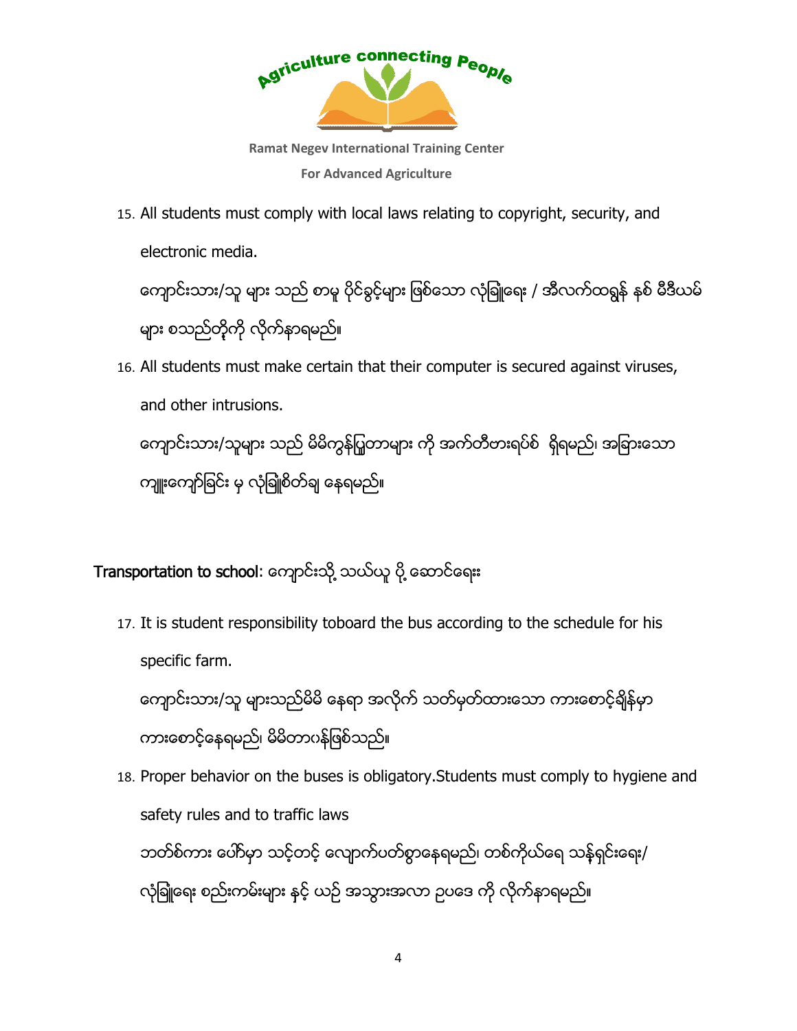15. All students must comply with local laws relating to copyright, security, and electronic media.

    ကျောင်းသား/သူ များ သည် စာမူ ပိုင်ခွင့်များ ဖြစ်သော လုံခြုံရေး / အီလက်ထရွန် နစ် မီဒီယမ် များ စသည်တို့ကို လိုက်နာရမည်။

16. All students must make certain that their computer is secured against viruses, and other intrusions.

    ကျောင်းသား/သူများ သည် မိမိကွန်ပြူတာများ ကို အက်တီဗားရပ်စ် ရှိရမည်၊ အခြားသော ကျူးကျော်ခြင်း မှ လုံခြုံစိတ်ချ နေရမည်။

**Transportation to school**: ကျောင်းသို့ သယ်ယူ ပို့ ဆောင်ရေး

17. It is student responsibility toboard the bus according to the schedule for his specific farm.

    ကျောင်းသား/သူ များသည်မိမိ နေရာ အလိုက် သတ်မှတ်ထားသော ကားစောင့်ချိန်မှာ ကားစောင့်နေရမည်၊ မိမိတာဝန်ဖြစ်သည်။

18. Proper behavior on the buses is obligatory.Students must comply to hygiene and safety rules and to traffic laws

    ဘတ်စ်ကား ပေါ်မှာ သင့်တင့် လျောက်ပတ်စွာနေရမည်၊ တစ်ကိုယ်ရေ သန့်ရှင်းရေး/ လုံခြုံရေး စည်းကမ်းများ နှင့် ယဉ် အသွားအလာ ဥပဒေ ကို လိုက်နာရမည်။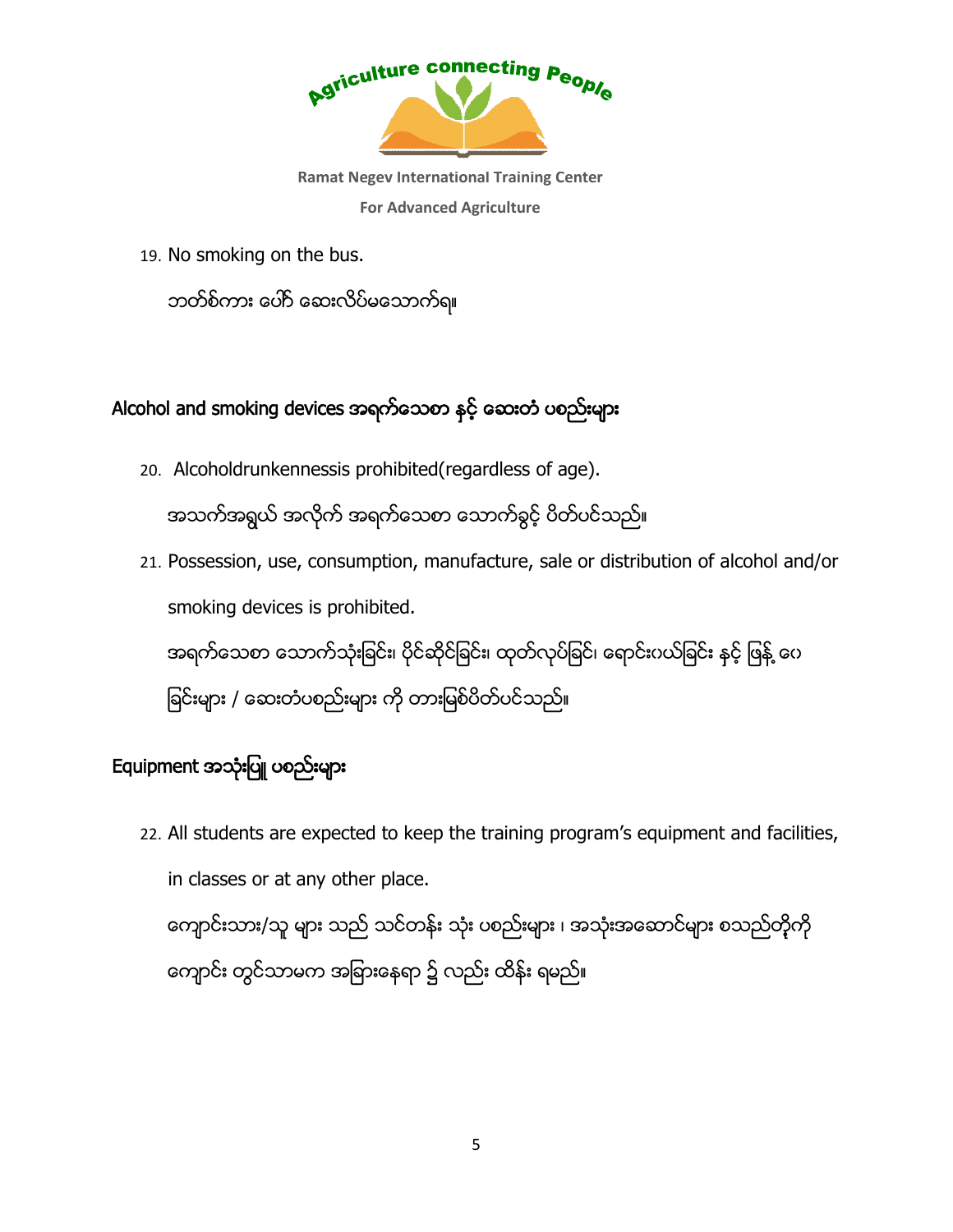19. No smoking on the bus.

    ဘတ်စ်ကား ပေါ်် ဆေးလိပ်မသောက်ရ။

## Alcohol and smoking devices အရက်သေစာ နှင့် ဆေးတံ ပစ္စည်းများ

20. Alcoholdrunkennessis prohibited(regardless of age).

    အသက်အရွယ် အလိုက် အရက်သေစာ သောက်ခွင့် ပိတ်ပင်သည်။

21. Possession, use, consumption, manufacture, sale or distribution of alcohol and/or smoking devices is prohibited.

    အရက်သေစာ သောက်သုံးခြင်း၊ ပိုင်ဆိုင်ခြင်း၊ ထုတ်လုပ်ခြင်း၊ ရောင်းဝယ်ခြင်း နှင့် ဖြန့် ဝေခြင်းများ / ဆေးတံပစ္စည်းများ ကို တားမြစ်ပိတ်ပင်သည်။

## Equipment အသုံးပြု ပစ္စည်းများ

22. All students are expected to keep the training program's equipment and facilities, in classes or at any other place.

    ကျောင်းသား/သူ များ သည် သင်တန်း သုံး ပစ္စည်းများ ၊ အသုံးအဆောင်များ စသည်တို့ကို ကျောင်း တွင်သာမက အခြားနေရာ ၌ လည်း ထိန်း ရမည်။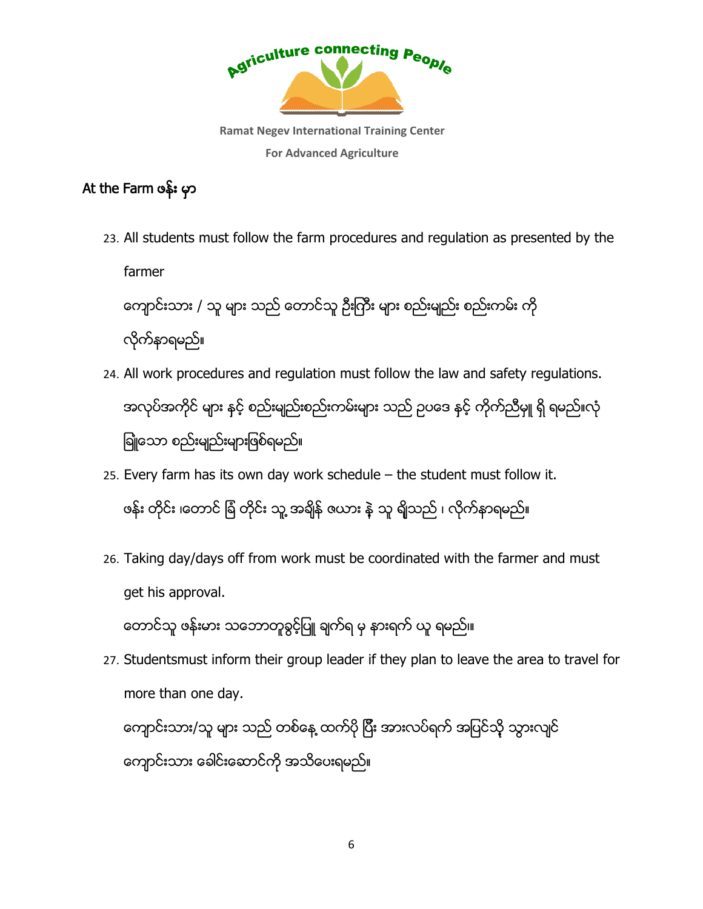Ramat Negev International Training Center

For Advanced Agriculture

## At the Farm ဖန်း မှာ

23. All students must follow the farm procedures and regulation as presented by the farmer

    ကျောင်းသား / သူ များ သည် တောင်သူ ဦးကြီး များ စည်းမျည်း စည်းကမ်း ကို လိုက်နာရမည်။

24. All work procedures and regulation must follow the law and safety regulations.

    အလုပ်အကိုင် များ နှင့် စည်းမျည်းစည်းကမ်းများ သည် ဥပဒေ နှင့် ကိုက်ညီမှု ရှိ ရမည်။လုံခြုံသော စည်းမျည်းများဖြစ်ရမည်။

25. Every farm has its own day work schedule – the student must follow it.

    ဖန်း တိုင်း ၊တောင် ခြံ တိုင်း သူ့ အချိန် ဇယား နဲ့ သူ ရှိသည် ၊ လိုက်နာရမည်။

26. Taking day/days off from work must be coordinated with the farmer and must get his approval.

    တောင်သူ ဖန်းမား သဘောတူခွင့်ပြု ချက်ရ မှ နားရက် ယူ ရမည်။။

27. Studentsmust inform their group leader if they plan to leave the area to travel for more than one day.

    ကျောင်းသား/သူ များ သည် တစ်နေ့ ထက်ပို ပြီး အားလပ်ရက် အပြင်သို့ သွားလျင် ကျောင်းသား ခေါင်းဆောင်ကို အသိပေးရမည်။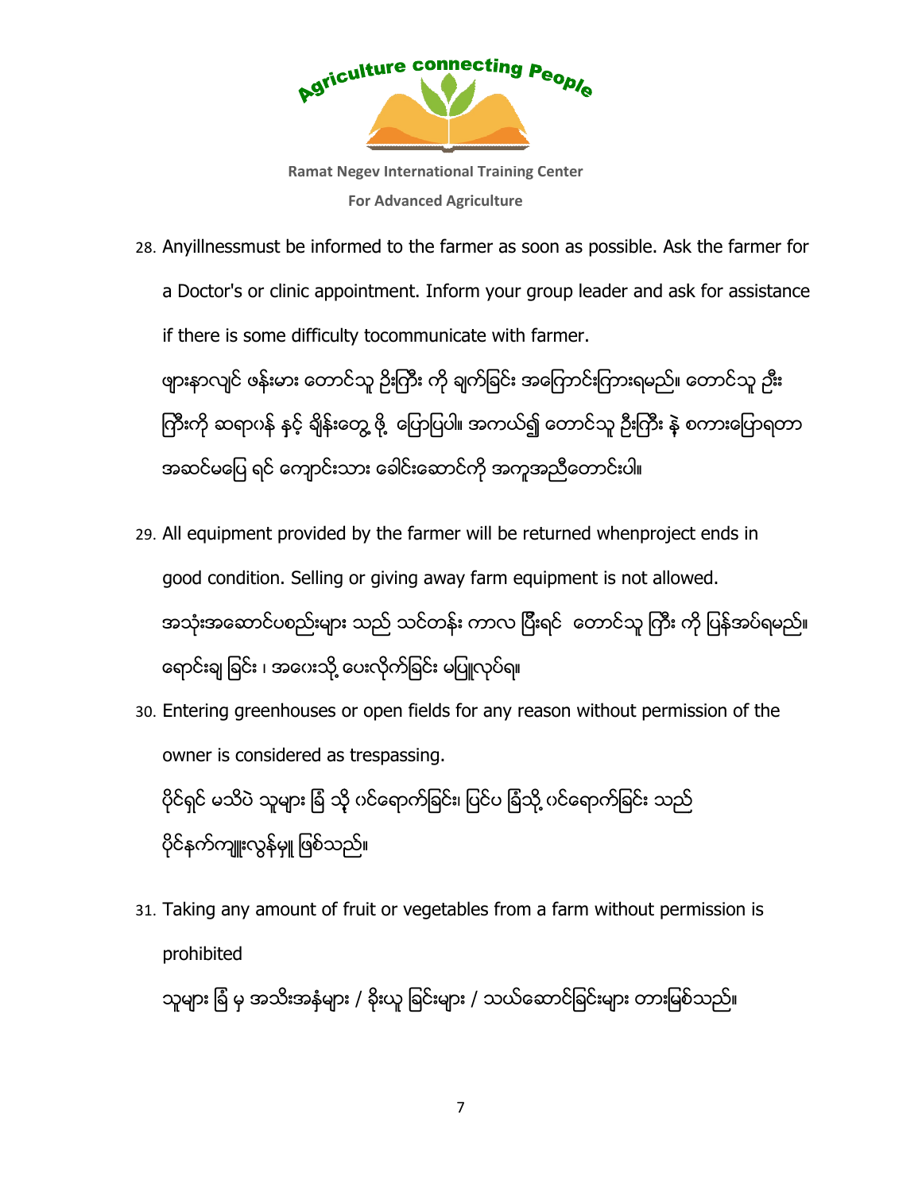28. Anyillnessmust be informed to the farmer as soon as possible. Ask the farmer for a Doctor's or clinic appointment. Inform your group leader and ask for assistance if there is some difficulty tocommunicate with farmer.

    ဖျားနာလျှင် ဖန်းမား တောင်သူ ဦးကြီး ကို ချက်ခြင်း အကြောင်းကြားရမည်။ တောင်သူ ဦးကြီးကို ဆရာဝန် နှင့် ချိန်းတွေ့ ဖို့ ပြောပြပါ။ အကယ်၍ တောင်သူ ဦးကြီး နဲ့ စကားပြောရတာ အဆင်မပြေ ရင် ကျောင်းသား ခေါင်းဆောင်ကို အကူအညီတောင်းပါ။

29. All equipment provided by the farmer will be returned whenproject ends in good condition. Selling or giving away farm equipment is not allowed.

    အသုံးအဆောင်ပစည်းများ သည် သင်တန်း ကာလ ပြီးရင် တောင်သူ ကြီး ကို ပြန်အပ်ရမည်။ ရောင်းချ ခြင်း ၊ အပေးသို့ ပေးလိုက်ခြင်း မပြုလုပ်ရ။

30. Entering greenhouses or open fields for any reason without permission of the owner is considered as trespassing.

    ပိုင်ရှင် မသိပဲ သူများ ခြံ သို့ ဝင်ရောက်ခြင်း၊ ပြင်ပ ခြံသို့ ဝင်ရောက်ခြင်း သည် ပိုင်နက်ကျူးလွန်မှု ဖြစ်သည်။

31. Taking any amount of fruit or vegetables from a farm without permission is prohibited

    သူများ ခြံ မှ အသီးအနှံများ / ခိုးယူ ခြင်းများ / သယ်ဆောင်ခြင်းများ တားမြစ်သည်။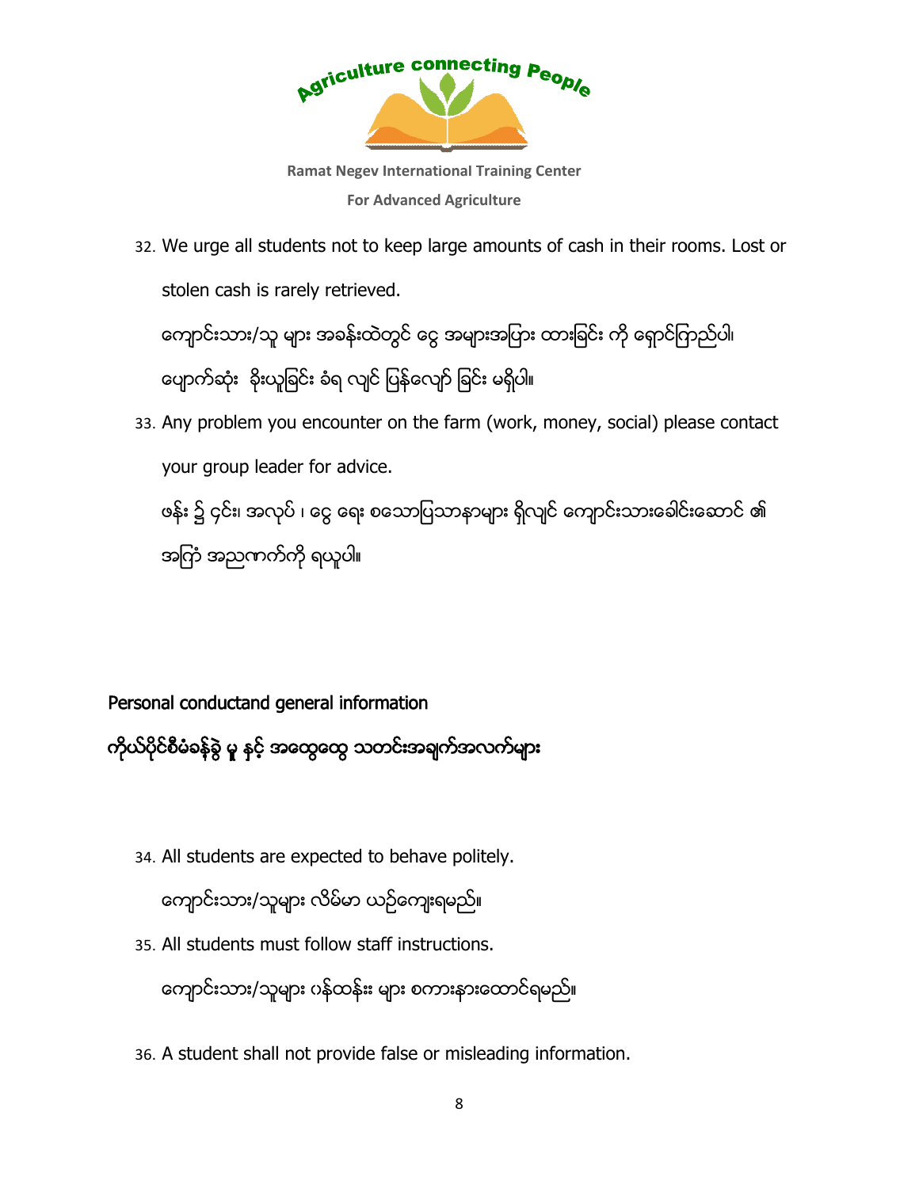32. We urge all students not to keep large amounts of cash in their rooms. Lost or stolen cash is rarely retrieved.

    ကျောင်းသား/သူ များ အခန်းထဲတွင် ငွေ အများအပြား ထားခြင်း ကို ရှောင်ကြည်ပါ၊ ပျောက်ဆုံး ခိုးယူခြင်း ခံရ လျှင် ပြန်လျော် ခြင်း မရှိပါ။

33. Any problem you encounter on the farm (work, money, social) please contact your group leader for advice.

    ဖန်း ၌ ၄င်း၊ အလုပ် ၊ ငွေ ရေး စသောပြဿနာများ ရှိလျှင် ကျောင်းသားခေါင်းဆောင် ၏ အကြံ အညဏကက်ကို ရယူပါ။

## Personal conductand general information

## ကိုယ်ပိုင်စီမံခန့်ခွဲ မှု နှင့် အထွေထွေ သတင်းအချက်အလက်များ

34. All students are expected to behave politely.

    ကျောင်းသား/သူများ လိမ်မာ ယဥ်ကျေးရမည်။

35. All students must follow staff instructions.

    ကျောင်းသား/သူများ ဂန်ထန်း များ စကားနားထောင်ရမည်။

36. A student shall not provide false or misleading information.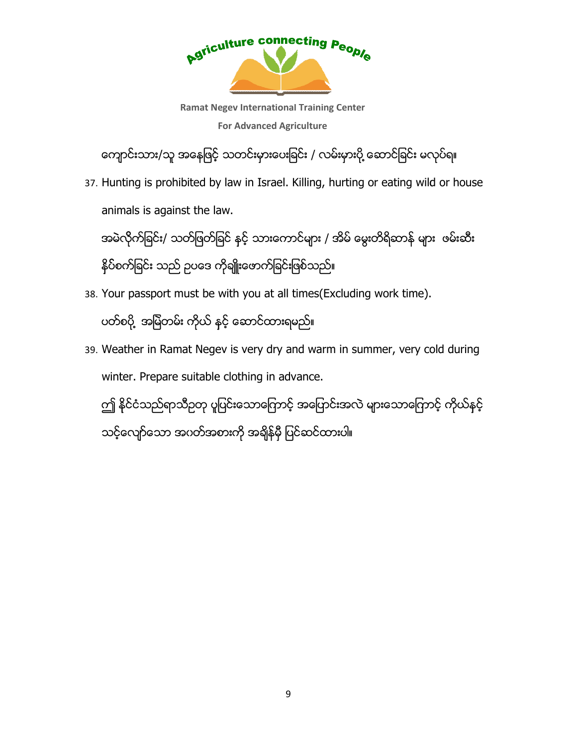ကျောင်းသား/သူ အနေဖြင့် သတင်းမှားပေးခြင်း / လမ်းမှားပို့ ဆောင်ခြင်း မလုပ်ရ။

37. Hunting is prohibited by law in Israel. Killing, hurting or eating wild or house animals is against the law.

    အမဲလိုက်ခြင်း/ သတ်ဖြတ်ခြင် နှင့် သားကောင်များ / အိမ် မွေးတိရိဆာန် များ ဖမ်းဆီး နှိပ်စက်ခြင်း သည် ဥပဒေ ကိုချိုးဖောက်ခြင်းဖြစ်သည်။

38. Your passport must be with you at all times(Excluding work time).

    ပတ်စပို့ အမြဲတမ်း ကိုယ် နှင့် ဆောင်ထားရမည်။

39. Weather in Ramat Negev is very dry and warm in summer, very cold during winter. Prepare suitable clothing in advance.

    ဤ နိုင်ငံသည်ရာသီဥတု ပူပြင်းသောကြောင့် အပြောင်းအလဲ များသောကြောင့် ကိုယ်နှင့် သင့်လျော်သော အဝတ်အစားကို အချိန်မှီ ပြင်ဆင်ထားပါ။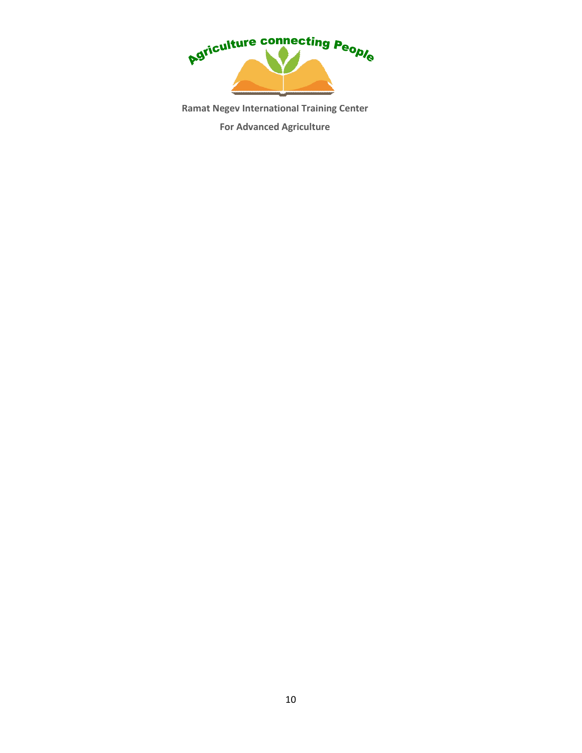Agriculture connecting People

**Ramat Negev International Training Center**

**For Advanced Agriculture**